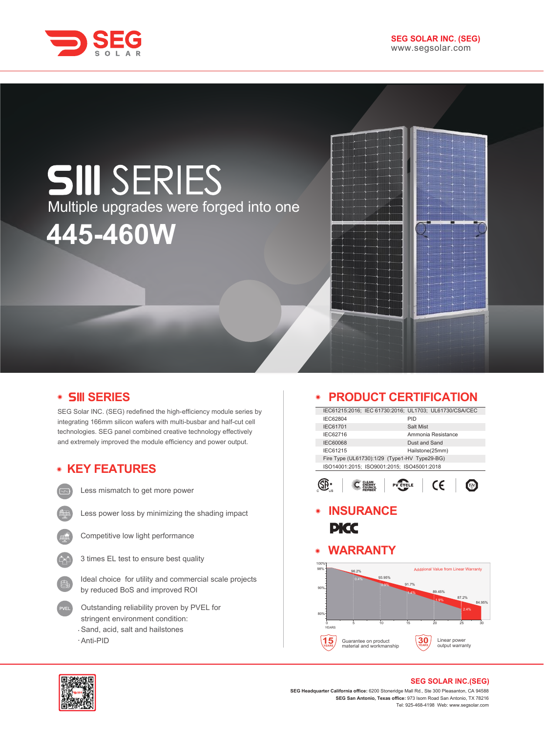**SEG SOLAR INC. (SEG)**
www.segsolar.com

# SIII SERIES

Multiple upgrades were forged into one

**445-460W**

## SIII SERIES

SEG Solar INC. (SEG) redefined the high-efficiency module series by integrating 166mm silicon wafers with multi-busbar and half-cut cell technologies. SEG panel combined creative technology effectively and extremely improved the module efficiency and power output.

## KEY FEATURES

- Less mismatch to get more power
- Less power loss by minimizing the shading impact
- Competitive low light performance
- 3 times EL test to ensure best quality
- Ideal choice for utility and commercial scale projects by reduced BoS and improved ROI
- Outstanding reliability proven by PVEL for stringent environment condition:
  - Sand, acid, salt and hailstones
  - Anti-PID

## PRODUCT CERTIFICATION

| IEC61215:2016; IEC 61730:2016; UL1703; UL61730/CSA/CEC | |
|---|---|
| IEC62804 | PID |
| IEC61701 | Salt Mist |
| IEC62716 | Ammonia Resistance |
| IEC60068 | Dust and Sand |
| IEC61215 | Hailstone(25mm) |
| Fire Type (UL61730):1/29 (Type1-HV Type29-BG) | |
| ISO14001:2015; ISO9001:2015; ISO45001:2018 | |

## INSURANCE

PICC

## WARRANTY

Additional Value from Linear Warranty

| Years | 0 | 5 | 10 | 15 | 20 | 25 | 30 |
|---|---|---|---|---|---|---|---|
| Power | 98% | 96.2% | 93.95% | 91.7% | 89.45% | 87.2% | 84.95% |
| Additional value | | 0.4% | 0.9% | 1.4% | 1.9% | 2.4% | |

15 YEARS Guarantee on product material and workmanship

30 YEARS Linear power output warranty

**SEG SOLAR INC.(SEG)**

**SEG Headquarter California office:** 6200 Stoneridge Mall Rd., Ste 300 Pleasanton, CA 94588
**SEG San Antonio, Texas office:** 973 Isom Road San Antonio, TX 78216
Tel: 925-468-4198 Web: www.segsolar.com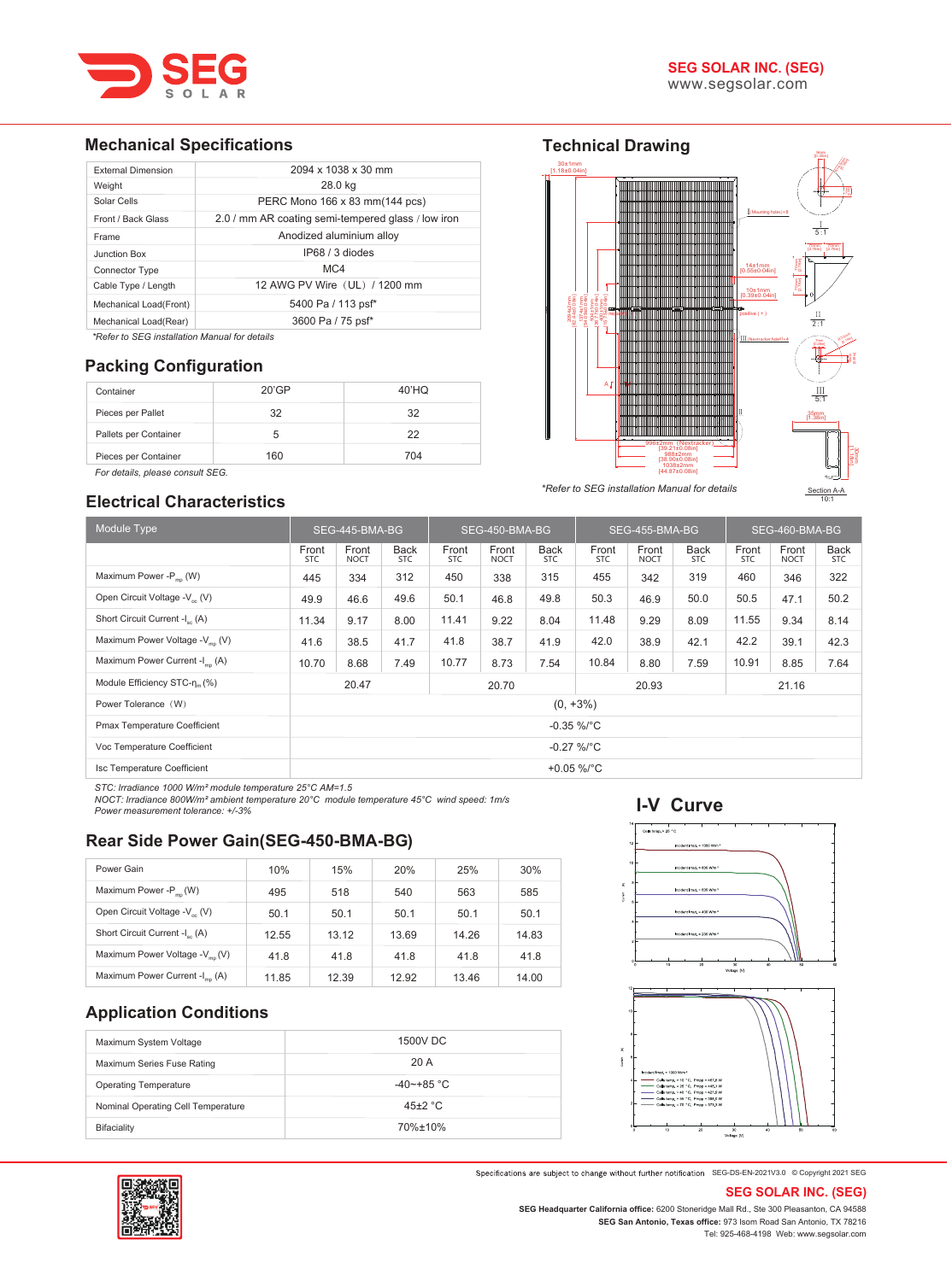SEG SOLAR INC. (SEG)
www.segsolar.com

## Mechanical Specifications

| | |
|---|---|
| External Dimension | 2094 x 1038 x 30 mm |
| Weight | 28.0 kg |
| Solar Cells | PERC Mono 166 x 83 mm(144 pcs) |
| Front / Back Glass | 2.0 / mm AR coating semi-tempered glass / low iron |
| Frame | Anodized aluminium alloy |
| Junction Box | IP68 / 3 diodes |
| Connector Type | MC4 |
| Cable Type / Length | 12 AWG PV Wire（UL）/ 1200 mm |
| Mechanical Load(Front) | 5400 Pa / 113 psf* |
| Mechanical Load(Rear) | 3600 Pa / 75 psf* |

*\*Refer to SEG installation Manual for details*

## Technical Drawing

*\*Refer to SEG installation Manual for details*

## Packing Configuration

| Container | 20'GP | 40'HQ |
|---|---|---|
| Pieces per Pallet | 32 | 32 |
| Pallets per Container | 5 | 22 |
| Pieces per Container | 160 | 704 |

*For details, please consult SEG.*

## Electrical Characteristics

| Module Type | SEG-445-BMA-BG | | | SEG-450-BMA-BG | | | SEG-455-BMA-BG | | | SEG-460-BMA-BG | | |
|---|---|---|---|---|---|---|---|---|---|---|---|---|
| | Front STC | Front NOCT | Back STC | Front STC | Front NOCT | Back STC | Front STC | Front NOCT | Back STC | Front STC | Front NOCT | Back STC |
| Maximum Power -$P_{mp}$ (W) | 445 | 334 | 312 | 450 | 338 | 315 | 455 | 342 | 319 | 460 | 346 | 322 |
| Open Circuit Voltage -$V_{oc}$ (V) | 49.9 | 46.6 | 49.6 | 50.1 | 46.8 | 49.8 | 50.3 | 46.9 | 50.0 | 50.5 | 47.1 | 50.2 |
| Short Circuit Current -$I_{sc}$ (A) | 11.34 | 9.17 | 8.00 | 11.41 | 9.22 | 8.04 | 11.48 | 9.29 | 8.09 | 11.55 | 9.34 | 8.14 |
| Maximum Power Voltage -$V_{mp}$ (V) | 41.6 | 38.5 | 41.7 | 41.8 | 38.7 | 41.9 | 42.0 | 38.9 | 42.1 | 42.2 | 39.1 | 42.3 |
| Maximum Power Current -$I_{mp}$ (A) | 10.70 | 8.68 | 7.49 | 10.77 | 8.73 | 7.54 | 10.84 | 8.80 | 7.59 | 10.91 | 8.85 | 7.64 |
| Module Efficiency STC-$\eta_m$ (%) | 20.47 | | | 20.70 | | | 20.93 | | | 21.16 | | |
| Power Tolerance（W） | (0, +3%) | | | | | | | | | | | |
| Pmax Temperature Coefficient | -0.35 %/°C | | | | | | | | | | | |
| Voc Temperature Coefficient | -0.27 %/°C | | | | | | | | | | | |
| Isc Temperature Coefficient | +0.05 %/°C | | | | | | | | | | | |

*STC: Irradiance 1000 W/m² module temperature 25°C AM=1.5*
*NOCT: Irradiance 800W/m² ambient temperature 20°C module temperature 45°C wind speed: 1m/s*
*Power measurement tolerance: +/-3%*

## Rear Side Power Gain(SEG-450-BMA-BG)

| Power Gain | 10% | 15% | 20% | 25% | 30% |
|---|---|---|---|---|---|
| Maximum Power -$P_{mp}$ (W) | 495 | 518 | 540 | 563 | 585 |
| Open Circuit Voltage -$V_{oc}$ (V) | 50.1 | 50.1 | 50.1 | 50.1 | 50.1 |
| Short Circuit Current -$I_{sc}$ (A) | 12.55 | 13.12 | 13.69 | 14.26 | 14.83 |
| Maximum Power Voltage -$V_{mp}$ (V) | 41.8 | 41.8 | 41.8 | 41.8 | 41.8 |
| Maximum Power Current -$I_{mp}$ (A) | 11.85 | 12.39 | 12.92 | 13.46 | 14.00 |

## I-V Curve

## Application Conditions

| | |
|---|---|
| Maximum System Voltage | 1500V DC |
| Maximum Series Fuse Rating | 20 A |
| Operating Temperature | -40~+85 °C |
| Nominal Operating Cell Temperature | 45±2 °C |
| Bifaciality | 70%±10% |

Specifications are subject to change without further notification SEG-DS-EN-2021V3.0 © Copyright 2021 SEG

**SEG SOLAR INC. (SEG)**

**SEG Headquarter California office:** 6200 Stoneridge Mall Rd., Ste 300 Pleasanton, CA 94588
**SEG San Antonio, Texas office:** 973 Isom Road San Antonio, TX 78216
Tel: 925-468-4198 Web: www.segsolar.com